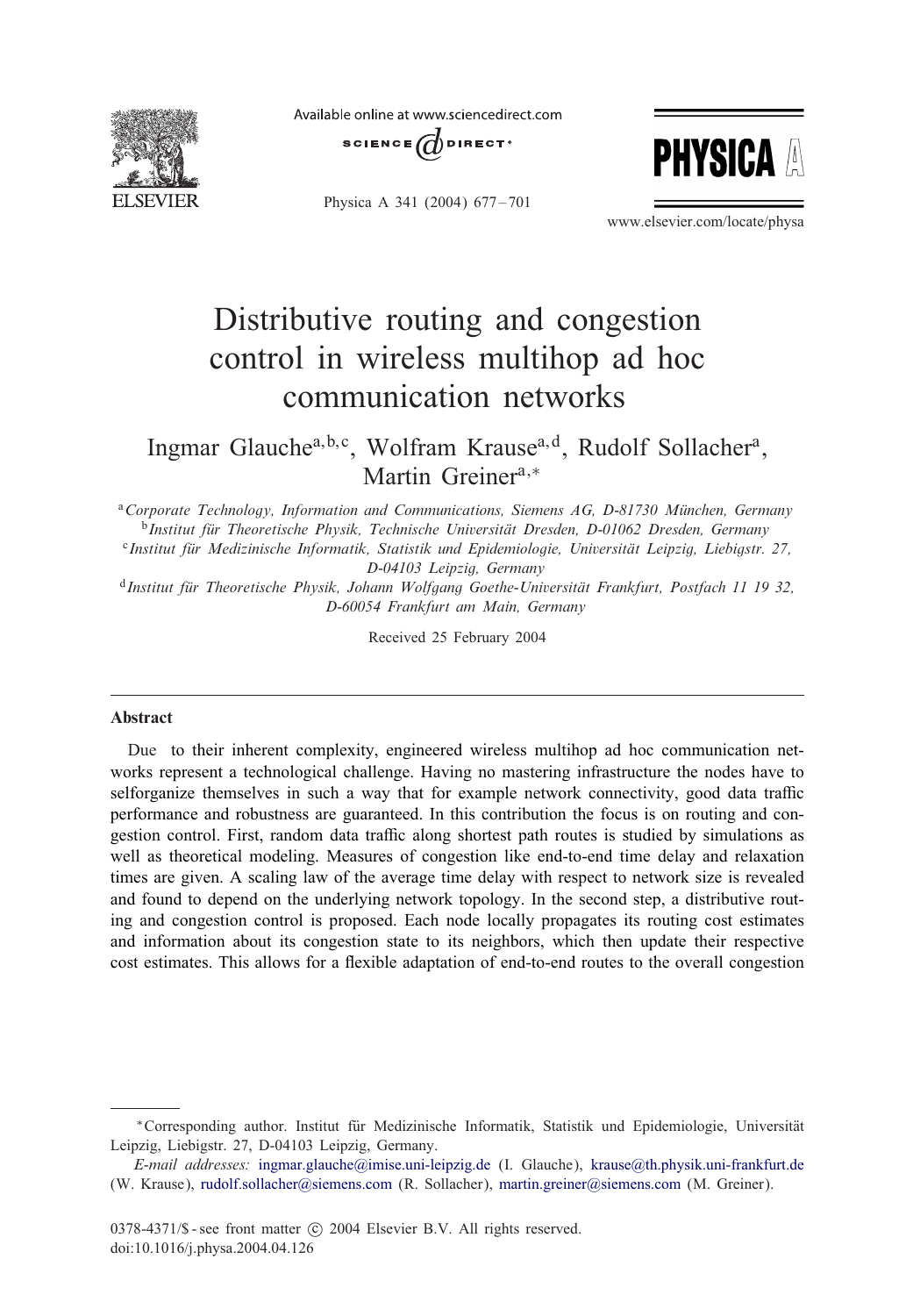# Distributive routing and congestion control in wireless multihop ad hoc communication networks

Ingmar Glauche[a,b,c], Wolfram Krause[a,d], Rudolf Sollacher[a], Martin Greiner[a,*]

[a] *Corporate Technology, Information and Communications, Siemens AG, D-81730 München, Germany*

[b] *Institut für Theoretische Physik, Technische Universität Dresden, D-01062 Dresden, Germany*

[c] *Institut für Medizinische Informatik, Statistik und Epidemiologie, Universität Leipzig, Liebigstr. 27, D-04103 Leipzig, Germany*

[d] *Institut für Theoretische Physik, Johann Wolfgang Goethe-Universität Frankfurt, Postfach 11 19 32, D-60054 Frankfurt am Main, Germany*

Received 25 February 2004

## Abstract

Due to their inherent complexity, engineered wireless multihop ad hoc communication networks represent a technological challenge. Having no mastering infrastructure the nodes have to selforganize themselves in such a way that for example network connectivity, good data traffic performance and robustness are guaranteed. In this contribution the focus is on routing and congestion control. First, random data traffic along shortest path routes is studied by simulations as well as theoretical modeling. Measures of congestion like end-to-end time delay and relaxation times are given. A scaling law of the average time delay with respect to network size is revealed and found to depend on the underlying network topology. In the second step, a distributive routing and congestion control is proposed. Each node locally propagates its routing cost estimates and information about its congestion state to its neighbors, which then update their respective cost estimates. This allows for a flexible adaptation of end-to-end routes to the overall congestion

---

*Corresponding author. Institut für Medizinische Informatik, Statistik und Epidemiologie, Universität Leipzig, Liebigstr. 27, D-04103 Leipzig, Germany.

*E-mail addresses:* ingmar.glauche@imise.uni-leipzig.de (I. Glauche), krause@th.physik.uni-frankfurt.de (W. Krause), rudolf.sollacher@siemens.com (R. Sollacher), martin.greiner@siemens.com (M. Greiner).

0378-4371/$ - see front matter © 2004 Elsevier B.V. All rights reserved.
doi:10.1016/j.physa.2004.04.126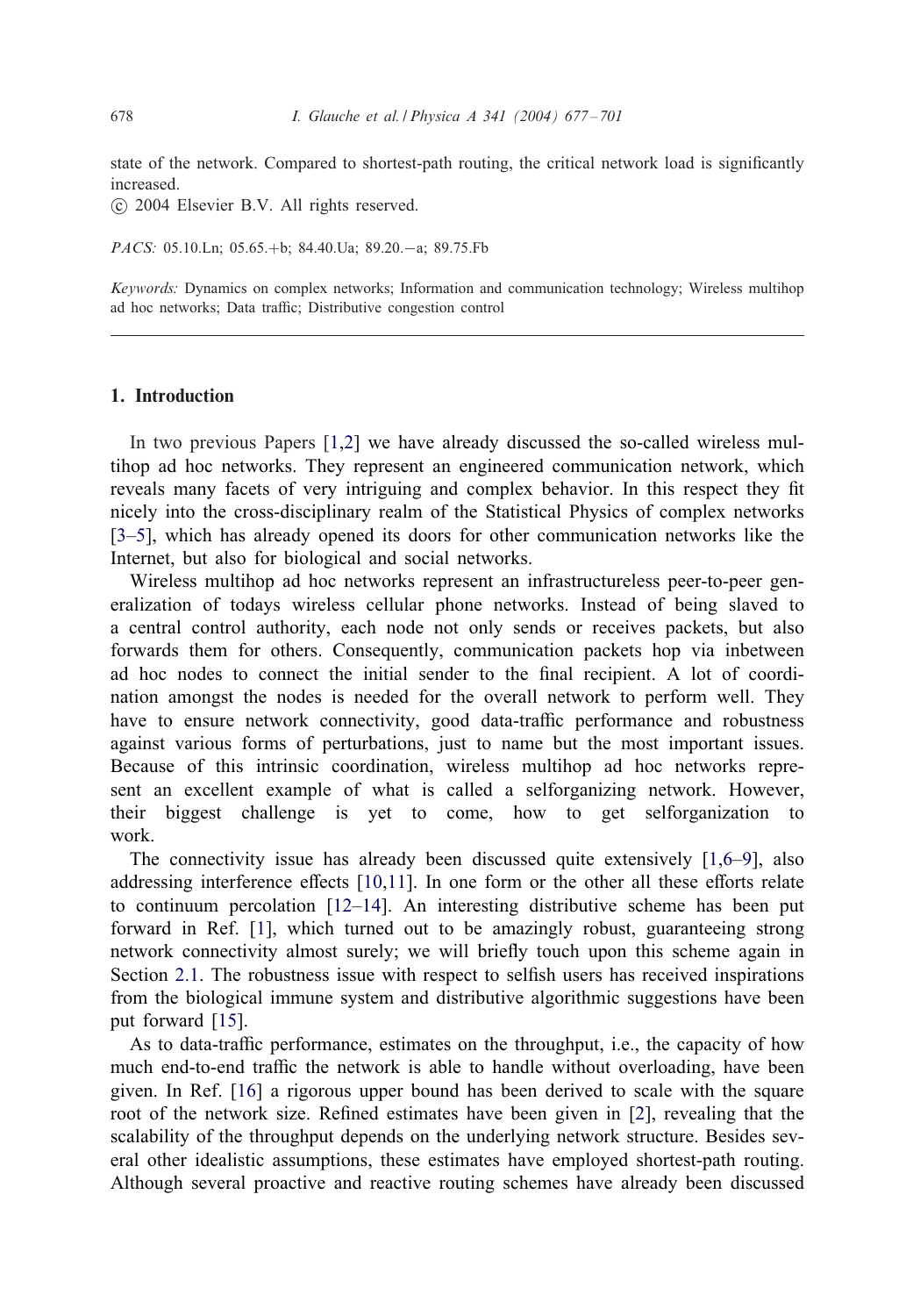state of the network. Compared to shortest-path routing, the critical network load is significantly increased.

© 2004 Elsevier B.V. All rights reserved.

*PACS:* 05.10.Ln; 05.65.+b; 84.40.Ua; 89.20.−a; 89.75.Fb

*Keywords:* Dynamics on complex networks; Information and communication technology; Wireless multihop ad hoc networks; Data traffic; Distributive congestion control

## 1. Introduction

In two previous Papers [1,2] we have already discussed the so-called wireless multihop ad hoc networks. They represent an engineered communication network, which reveals many facets of very intriguing and complex behavior. In this respect they fit nicely into the cross-disciplinary realm of the Statistical Physics of complex networks [3–5], which has already opened its doors for other communication networks like the Internet, but also for biological and social networks.

Wireless multihop ad hoc networks represent an infrastructureless peer-to-peer generalization of todays wireless cellular phone networks. Instead of being slaved to a central control authority, each node not only sends or receives packets, but also forwards them for others. Consequently, communication packets hop via inbetween ad hoc nodes to connect the initial sender to the final recipient. A lot of coordination amongst the nodes is needed for the overall network to perform well. They have to ensure network connectivity, good data-traffic performance and robustness against various forms of perturbations, just to name but the most important issues. Because of this intrinsic coordination, wireless multihop ad hoc networks represent an excellent example of what is called a selforganizing network. However, their biggest challenge is yet to come, how to get selforganization to work.

The connectivity issue has already been discussed quite extensively [1,6–9], also addressing interference effects [10,11]. In one form or the other all these efforts relate to continuum percolation [12–14]. An interesting distributive scheme has been put forward in Ref. [1], which turned out to be amazingly robust, guaranteeing strong network connectivity almost surely; we will briefly touch upon this scheme again in Section 2.1. The robustness issue with respect to selfish users has received inspirations from the biological immune system and distributive algorithmic suggestions have been put forward [15].

As to data-traffic performance, estimates on the throughput, i.e., the capacity of how much end-to-end traffic the network is able to handle without overloading, have been given. In Ref. [16] a rigorous upper bound has been derived to scale with the square root of the network size. Refined estimates have been given in [2], revealing that the scalability of the throughput depends on the underlying network structure. Besides several other idealistic assumptions, these estimates have employed shortest-path routing. Although several proactive and reactive routing schemes have already been discussed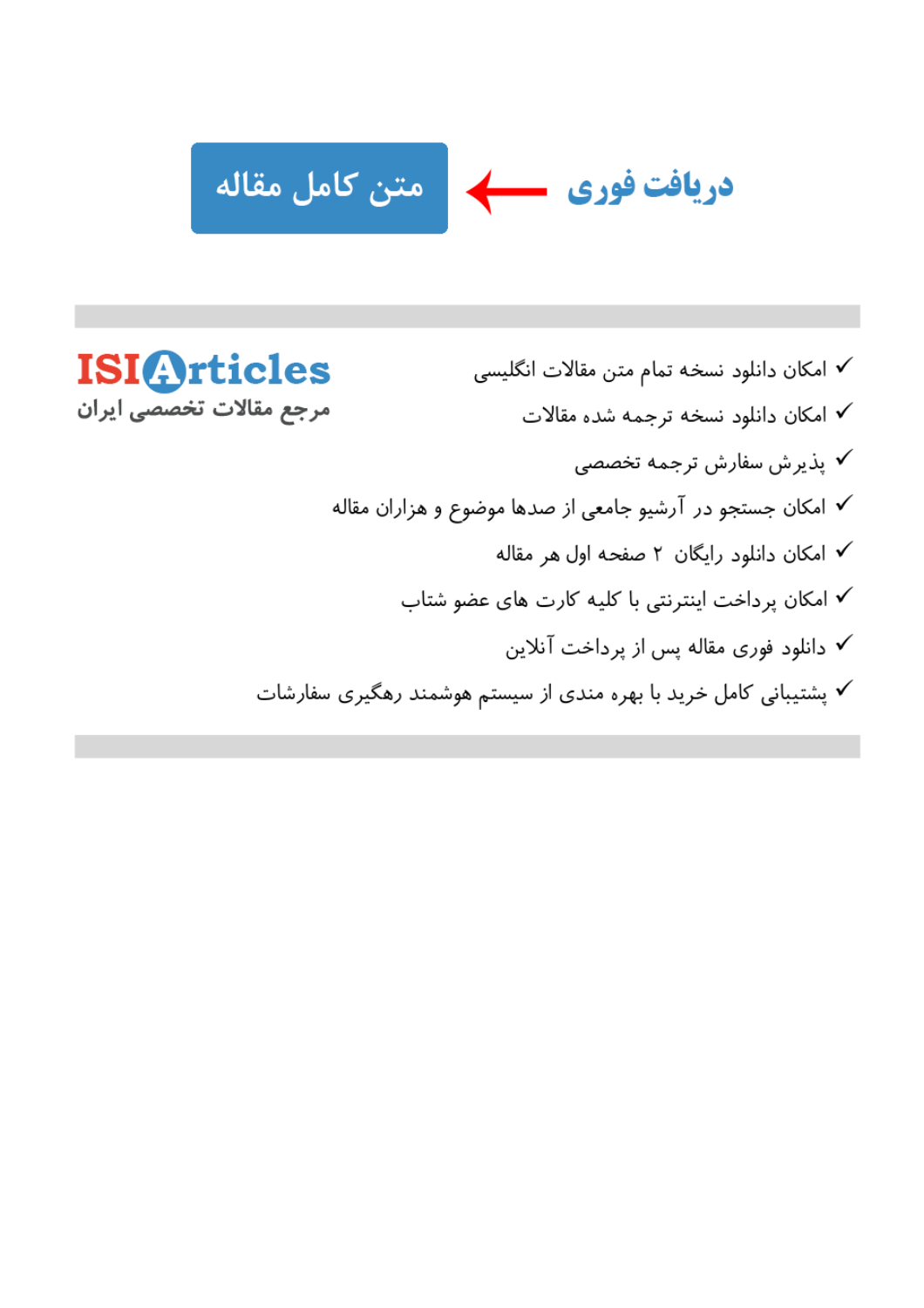دریافت فوری ← **متن کامل مقاله**

**ISIArticles**
مرجع مقالات تخصصی ایران

- ✓ امکان دانلود نسخه تمام متن مقالات انگلیسی
- ✓ امکان دانلود نسخه ترجمه شده مقالات
- ✓ پذیرش سفارش ترجمه تخصصی
- ✓ امکان جستجو در آرشیو جامعی از صدها موضوع و هزاران مقاله
- ✓ امکان دانلود رایگان ۲ صفحه اول هر مقاله
- ✓ امکان پرداخت اینترنتی با کلیه کارت های عضو شتاب
- ✓ دانلود فوری مقاله پس از پرداخت آنلاین
- ✓ پشتیبانی کامل خرید با بهره مندی از سیستم هوشمند رهگیری سفارشات